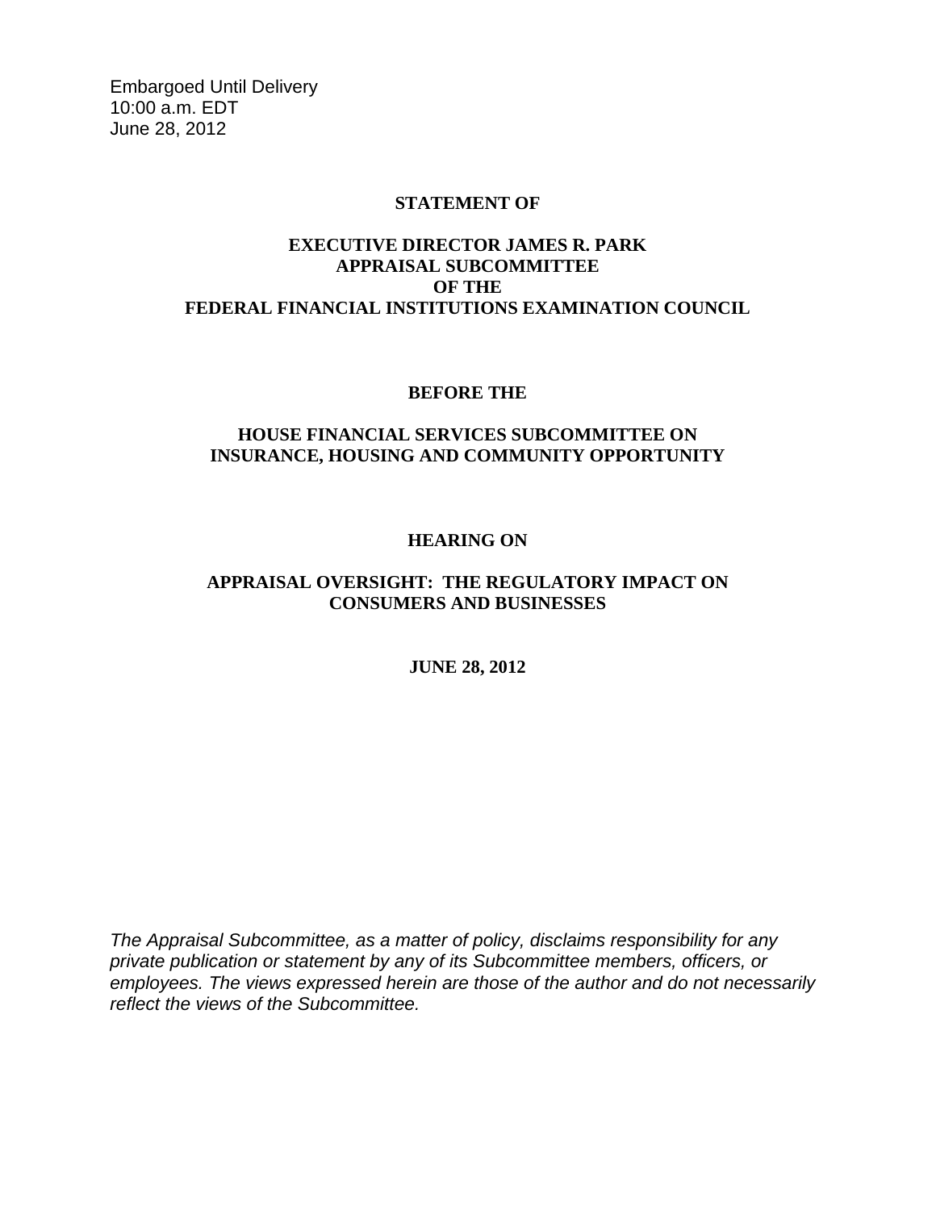Embargoed Until Delivery
10:00 a.m. EDT
June 28, 2012

**STATEMENT OF**

**EXECUTIVE DIRECTOR JAMES R. PARK**
**APPRAISAL SUBCOMMITTEE**
**OF THE**
**FEDERAL FINANCIAL INSTITUTIONS EXAMINATION COUNCIL**

**BEFORE THE**

**HOUSE FINANCIAL SERVICES SUBCOMMITTEE ON**
**INSURANCE, HOUSING AND COMMUNITY OPPORTUNITY**

**HEARING ON**

**APPRAISAL OVERSIGHT: THE REGULATORY IMPACT ON**
**CONSUMERS AND BUSINESSES**

**JUNE 28, 2012**

*The Appraisal Subcommittee, as a matter of policy, disclaims responsibility for any private publication or statement by any of its Subcommittee members, officers, or employees. The views expressed herein are those of the author and do not necessarily reflect the views of the Subcommittee.*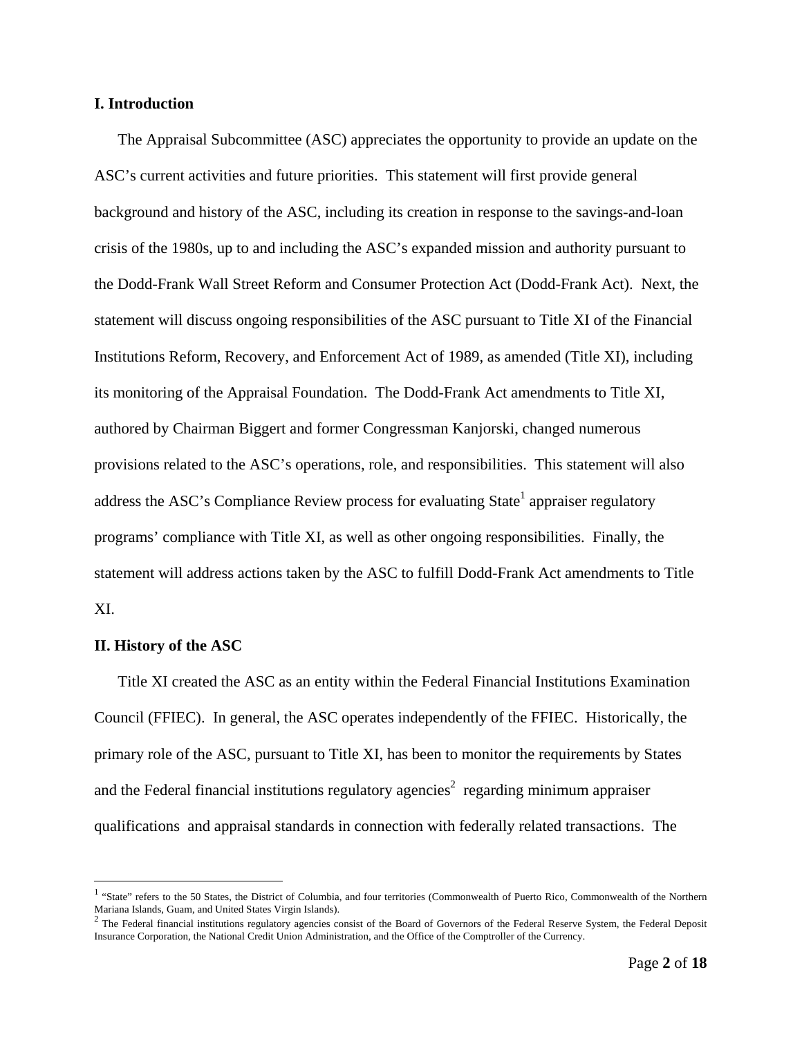## I. Introduction

The Appraisal Subcommittee (ASC) appreciates the opportunity to provide an update on the ASC's current activities and future priorities. This statement will first provide general background and history of the ASC, including its creation in response to the savings-and-loan crisis of the 1980s, up to and including the ASC's expanded mission and authority pursuant to the Dodd-Frank Wall Street Reform and Consumer Protection Act (Dodd-Frank Act). Next, the statement will discuss ongoing responsibilities of the ASC pursuant to Title XI of the Financial Institutions Reform, Recovery, and Enforcement Act of 1989, as amended (Title XI), including its monitoring of the Appraisal Foundation. The Dodd-Frank Act amendments to Title XI, authored by Chairman Biggert and former Congressman Kanjorski, changed numerous provisions related to the ASC's operations, role, and responsibilities. This statement will also address the ASC's Compliance Review process for evaluating State[1] appraiser regulatory programs' compliance with Title XI, as well as other ongoing responsibilities. Finally, the statement will address actions taken by the ASC to fulfill Dodd-Frank Act amendments to Title XI.

## II. History of the ASC

Title XI created the ASC as an entity within the Federal Financial Institutions Examination Council (FFIEC). In general, the ASC operates independently of the FFIEC. Historically, the primary role of the ASC, pursuant to Title XI, has been to monitor the requirements by States and the Federal financial institutions regulatory agencies[2] regarding minimum appraiser qualifications and appraisal standards in connection with federally related transactions. The

---

[1] "State" refers to the 50 States, the District of Columbia, and four territories (Commonwealth of Puerto Rico, Commonwealth of the Northern Mariana Islands, Guam, and United States Virgin Islands).

[2] The Federal financial institutions regulatory agencies consist of the Board of Governors of the Federal Reserve System, the Federal Deposit Insurance Corporation, the National Credit Union Administration, and the Office of the Comptroller of the Currency.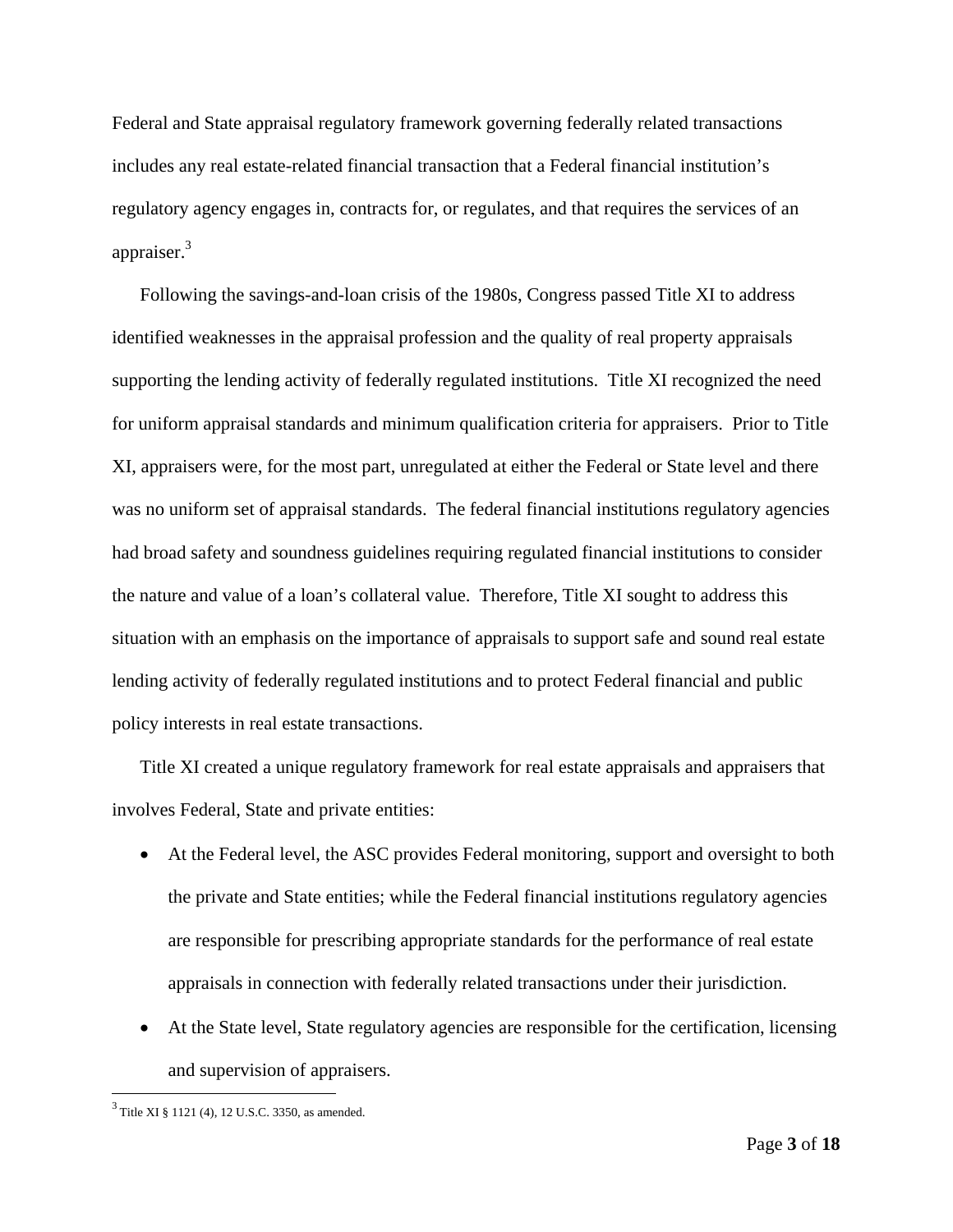Federal and State appraisal regulatory framework governing federally related transactions includes any real estate-related financial transaction that a Federal financial institution's regulatory agency engages in, contracts for, or regulates, and that requires the services of an appraiser.[3]

Following the savings-and-loan crisis of the 1980s, Congress passed Title XI to address identified weaknesses in the appraisal profession and the quality of real property appraisals supporting the lending activity of federally regulated institutions. Title XI recognized the need for uniform appraisal standards and minimum qualification criteria for appraisers. Prior to Title XI, appraisers were, for the most part, unregulated at either the Federal or State level and there was no uniform set of appraisal standards. The federal financial institutions regulatory agencies had broad safety and soundness guidelines requiring regulated financial institutions to consider the nature and value of a loan's collateral value. Therefore, Title XI sought to address this situation with an emphasis on the importance of appraisals to support safe and sound real estate lending activity of federally regulated institutions and to protect Federal financial and public policy interests in real estate transactions.

Title XI created a unique regulatory framework for real estate appraisals and appraisers that involves Federal, State and private entities:

- At the Federal level, the ASC provides Federal monitoring, support and oversight to both the private and State entities; while the Federal financial institutions regulatory agencies are responsible for prescribing appropriate standards for the performance of real estate appraisals in connection with federally related transactions under their jurisdiction.
- At the State level, State regulatory agencies are responsible for the certification, licensing and supervision of appraisers.

---

[3] Title XI § 1121 (4), 12 U.S.C. 3350, as amended.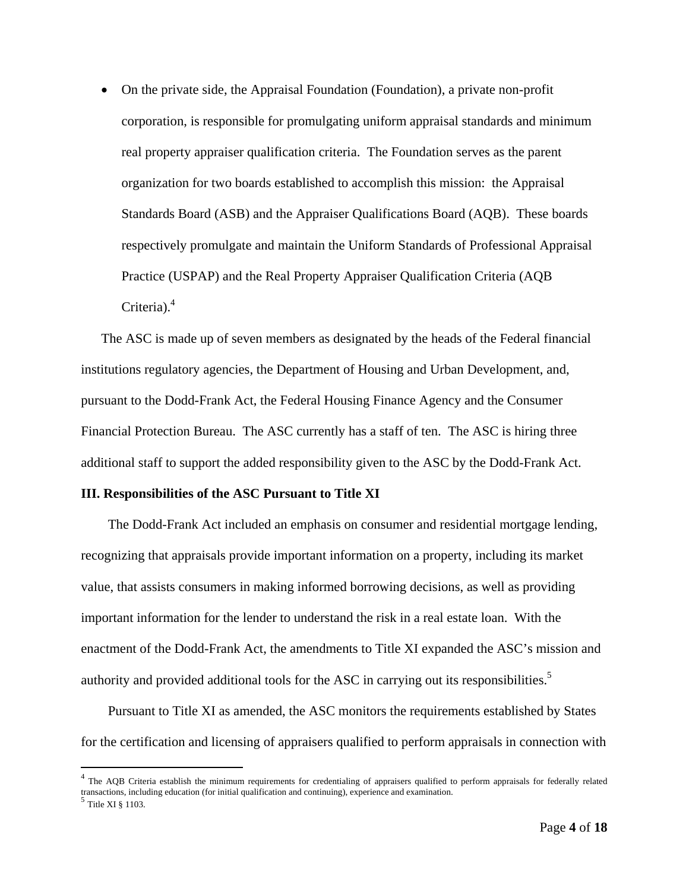- On the private side, the Appraisal Foundation (Foundation), a private non-profit corporation, is responsible for promulgating uniform appraisal standards and minimum real property appraiser qualification criteria. The Foundation serves as the parent organization for two boards established to accomplish this mission: the Appraisal Standards Board (ASB) and the Appraiser Qualifications Board (AQB). These boards respectively promulgate and maintain the Uniform Standards of Professional Appraisal Practice (USPAP) and the Real Property Appraiser Qualification Criteria (AQB Criteria).[4]

The ASC is made up of seven members as designated by the heads of the Federal financial institutions regulatory agencies, the Department of Housing and Urban Development, and, pursuant to the Dodd-Frank Act, the Federal Housing Finance Agency and the Consumer Financial Protection Bureau. The ASC currently has a staff of ten. The ASC is hiring three additional staff to support the added responsibility given to the ASC by the Dodd-Frank Act.

### III. Responsibilities of the ASC Pursuant to Title XI

The Dodd-Frank Act included an emphasis on consumer and residential mortgage lending, recognizing that appraisals provide important information on a property, including its market value, that assists consumers in making informed borrowing decisions, as well as providing important information for the lender to understand the risk in a real estate loan. With the enactment of the Dodd-Frank Act, the amendments to Title XI expanded the ASC's mission and authority and provided additional tools for the ASC in carrying out its responsibilities.[5]

Pursuant to Title XI as amended, the ASC monitors the requirements established by States for the certification and licensing of appraisers qualified to perform appraisals in connection with

---

[4] The AQB Criteria establish the minimum requirements for credentialing of appraisers qualified to perform appraisals for federally related transactions, including education (for initial qualification and continuing), experience and examination.

[5] Title XI § 1103.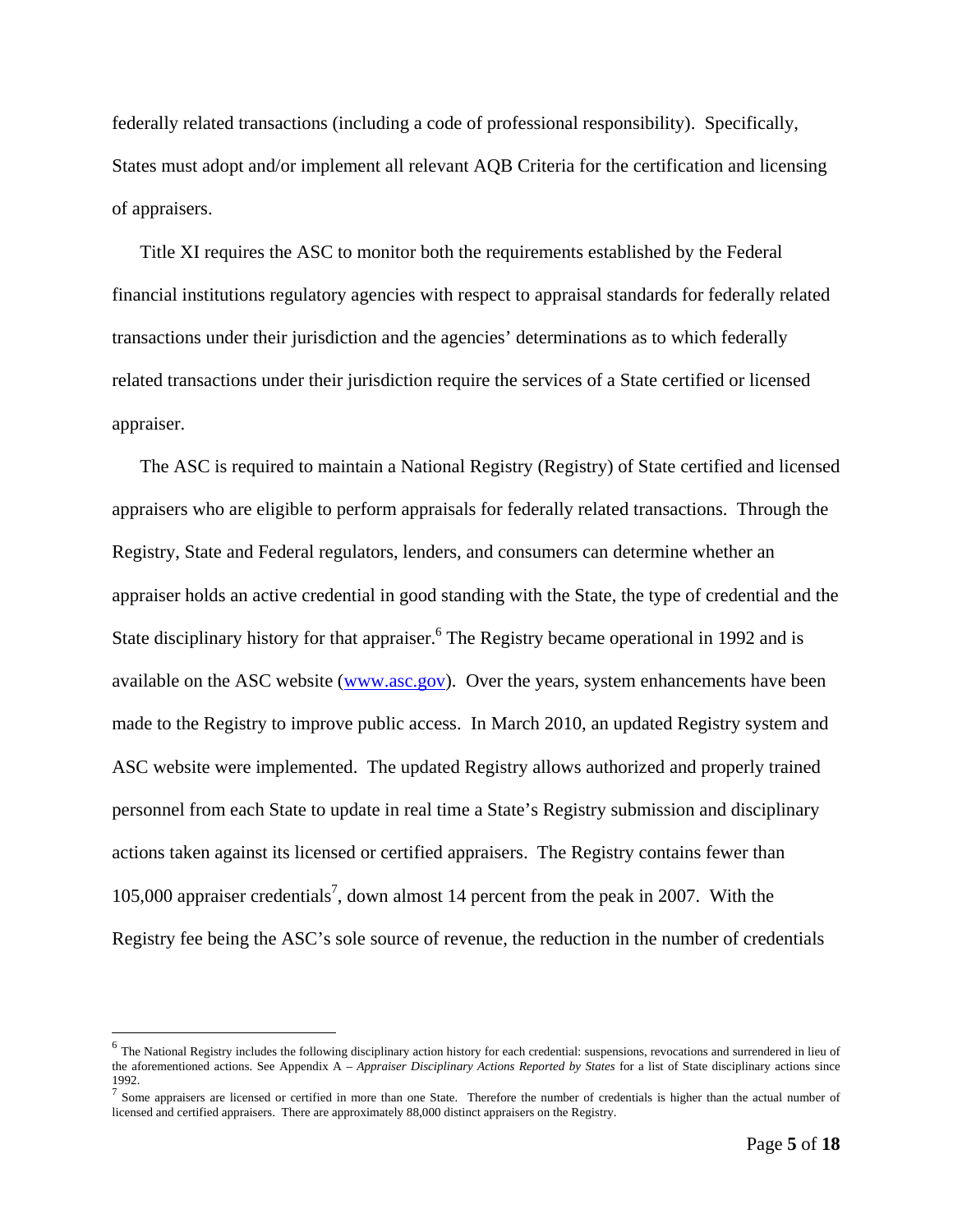federally related transactions (including a code of professional responsibility). Specifically, States must adopt and/or implement all relevant AQB Criteria for the certification and licensing of appraisers.

Title XI requires the ASC to monitor both the requirements established by the Federal financial institutions regulatory agencies with respect to appraisal standards for federally related transactions under their jurisdiction and the agencies' determinations as to which federally related transactions under their jurisdiction require the services of a State certified or licensed appraiser.

The ASC is required to maintain a National Registry (Registry) of State certified and licensed appraisers who are eligible to perform appraisals for federally related transactions. Through the Registry, State and Federal regulators, lenders, and consumers can determine whether an appraiser holds an active credential in good standing with the State, the type of credential and the State disciplinary history for that appraiser.[6] The Registry became operational in 1992 and is available on the ASC website (www.asc.gov). Over the years, system enhancements have been made to the Registry to improve public access. In March 2010, an updated Registry system and ASC website were implemented. The updated Registry allows authorized and properly trained personnel from each State to update in real time a State's Registry submission and disciplinary actions taken against its licensed or certified appraisers. The Registry contains fewer than 105,000 appraiser credentials[7], down almost 14 percent from the peak in 2007. With the Registry fee being the ASC's sole source of revenue, the reduction in the number of credentials

---

[6] The National Registry includes the following disciplinary action history for each credential: suspensions, revocations and surrendered in lieu of the aforementioned actions. See Appendix A – *Appraiser Disciplinary Actions Reported by States* for a list of State disciplinary actions since 1992.

[7] Some appraisers are licensed or certified in more than one State. Therefore the number of credentials is higher than the actual number of licensed and certified appraisers. There are approximately 88,000 distinct appraisers on the Registry.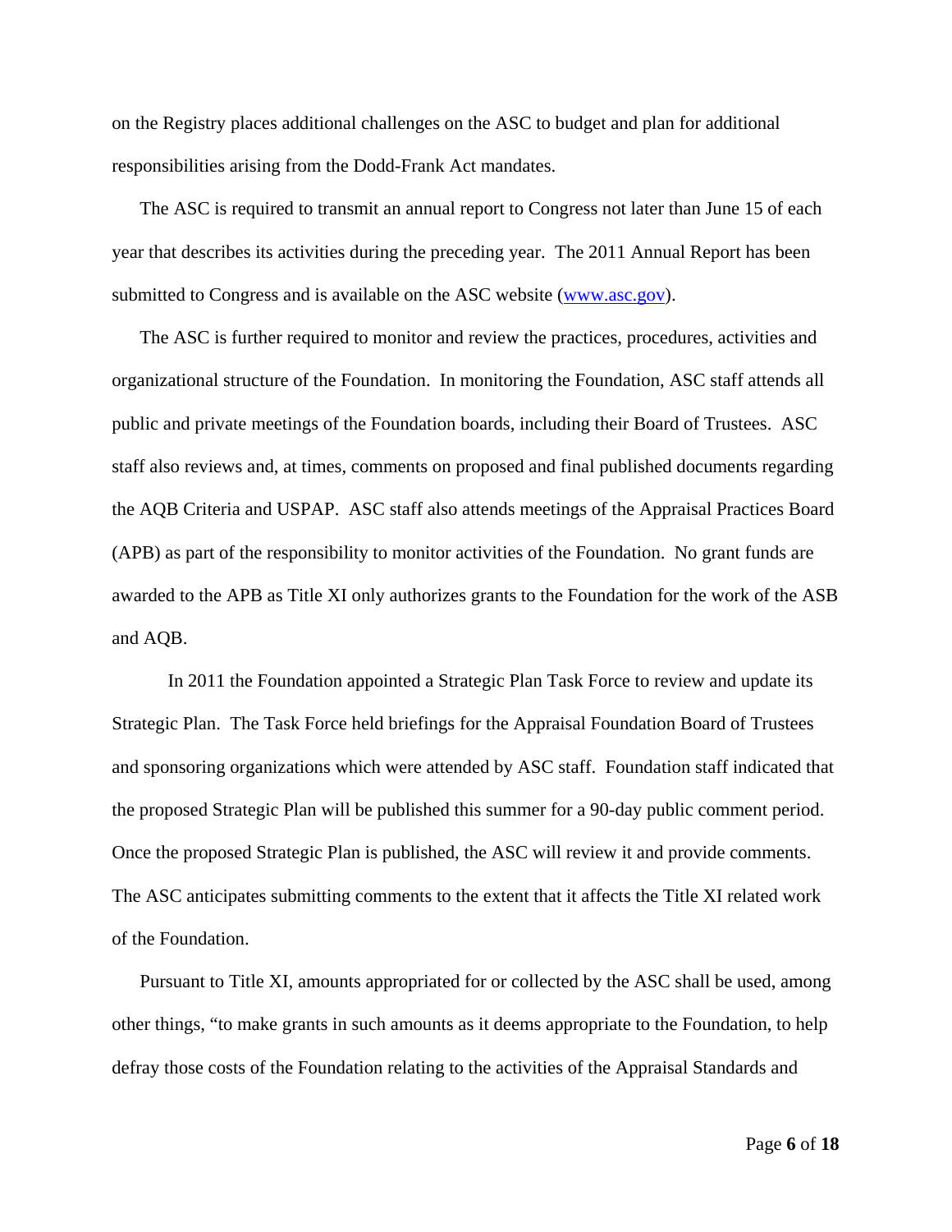on the Registry places additional challenges on the ASC to budget and plan for additional responsibilities arising from the Dodd-Frank Act mandates.

The ASC is required to transmit an annual report to Congress not later than June 15 of each year that describes its activities during the preceding year. The 2011 Annual Report has been submitted to Congress and is available on the ASC website (www.asc.gov).

The ASC is further required to monitor and review the practices, procedures, activities and organizational structure of the Foundation. In monitoring the Foundation, ASC staff attends all public and private meetings of the Foundation boards, including their Board of Trustees. ASC staff also reviews and, at times, comments on proposed and final published documents regarding the AQB Criteria and USPAP. ASC staff also attends meetings of the Appraisal Practices Board (APB) as part of the responsibility to monitor activities of the Foundation. No grant funds are awarded to the APB as Title XI only authorizes grants to the Foundation for the work of the ASB and AQB.

In 2011 the Foundation appointed a Strategic Plan Task Force to review and update its Strategic Plan. The Task Force held briefings for the Appraisal Foundation Board of Trustees and sponsoring organizations which were attended by ASC staff. Foundation staff indicated that the proposed Strategic Plan will be published this summer for a 90-day public comment period. Once the proposed Strategic Plan is published, the ASC will review it and provide comments. The ASC anticipates submitting comments to the extent that it affects the Title XI related work of the Foundation.

Pursuant to Title XI, amounts appropriated for or collected by the ASC shall be used, among other things, "to make grants in such amounts as it deems appropriate to the Foundation, to help defray those costs of the Foundation relating to the activities of the Appraisal Standards and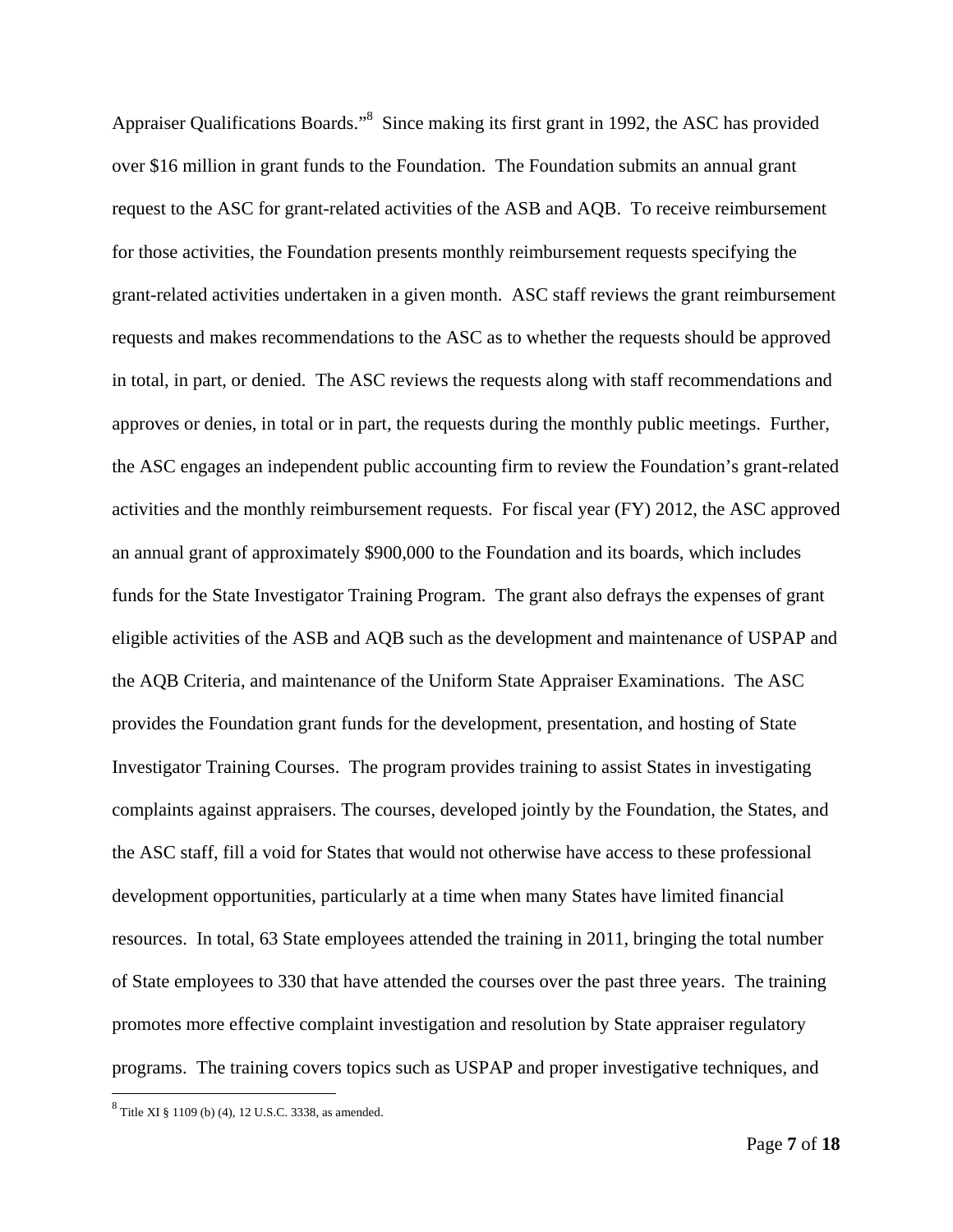Appraiser Qualifications Boards."[8] Since making its first grant in 1992, the ASC has provided over $16 million in grant funds to the Foundation. The Foundation submits an annual grant request to the ASC for grant-related activities of the ASB and AQB. To receive reimbursement for those activities, the Foundation presents monthly reimbursement requests specifying the grant-related activities undertaken in a given month. ASC staff reviews the grant reimbursement requests and makes recommendations to the ASC as to whether the requests should be approved in total, in part, or denied. The ASC reviews the requests along with staff recommendations and approves or denies, in total or in part, the requests during the monthly public meetings. Further, the ASC engages an independent public accounting firm to review the Foundation's grant-related activities and the monthly reimbursement requests. For fiscal year (FY) 2012, the ASC approved an annual grant of approximately $900,000 to the Foundation and its boards, which includes funds for the State Investigator Training Program. The grant also defrays the expenses of grant eligible activities of the ASB and AQB such as the development and maintenance of USPAP and the AQB Criteria, and maintenance of the Uniform State Appraiser Examinations. The ASC provides the Foundation grant funds for the development, presentation, and hosting of State Investigator Training Courses. The program provides training to assist States in investigating complaints against appraisers. The courses, developed jointly by the Foundation, the States, and the ASC staff, fill a void for States that would not otherwise have access to these professional development opportunities, particularly at a time when many States have limited financial resources. In total, 63 State employees attended the training in 2011, bringing the total number of State employees to 330 that have attended the courses over the past three years. The training promotes more effective complaint investigation and resolution by State appraiser regulatory programs. The training covers topics such as USPAP and proper investigative techniques, and

[8] Title XI § 1109 (b) (4), 12 U.S.C. 3338, as amended.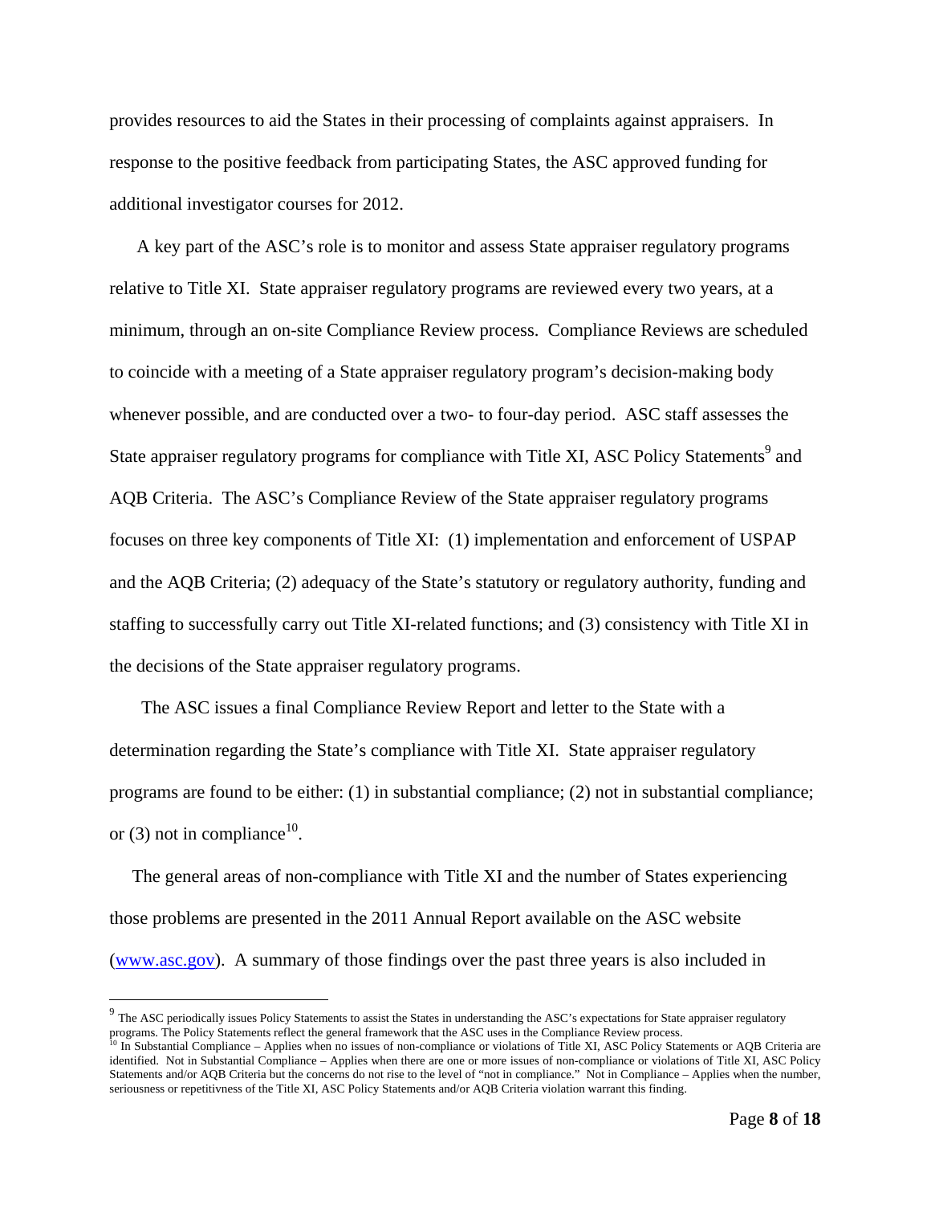provides resources to aid the States in their processing of complaints against appraisers. In response to the positive feedback from participating States, the ASC approved funding for additional investigator courses for 2012.

A key part of the ASC's role is to monitor and assess State appraiser regulatory programs relative to Title XI. State appraiser regulatory programs are reviewed every two years, at a minimum, through an on-site Compliance Review process. Compliance Reviews are scheduled to coincide with a meeting of a State appraiser regulatory program's decision-making body whenever possible, and are conducted over a two- to four-day period. ASC staff assesses the State appraiser regulatory programs for compliance with Title XI, ASC Policy Statements[9] and AQB Criteria. The ASC's Compliance Review of the State appraiser regulatory programs focuses on three key components of Title XI: (1) implementation and enforcement of USPAP and the AQB Criteria; (2) adequacy of the State's statutory or regulatory authority, funding and staffing to successfully carry out Title XI-related functions; and (3) consistency with Title XI in the decisions of the State appraiser regulatory programs.

The ASC issues a final Compliance Review Report and letter to the State with a determination regarding the State's compliance with Title XI. State appraiser regulatory programs are found to be either: (1) in substantial compliance; (2) not in substantial compliance; or (3) not in compliance[10].

The general areas of non-compliance with Title XI and the number of States experiencing those problems are presented in the 2011 Annual Report available on the ASC website (www.asc.gov). A summary of those findings over the past three years is also included in

---

[9] The ASC periodically issues Policy Statements to assist the States in understanding the ASC's expectations for State appraiser regulatory programs. The Policy Statements reflect the general framework that the ASC uses in the Compliance Review process.

[10] In Substantial Compliance – Applies when no issues of non-compliance or violations of Title XI, ASC Policy Statements or AQB Criteria are identified. Not in Substantial Compliance – Applies when there are one or more issues of non-compliance or violations of Title XI, ASC Policy Statements and/or AQB Criteria but the concerns do not rise to the level of "not in compliance." Not in Compliance – Applies when the number, seriousness or repetitivness of the Title XI, ASC Policy Statements and/or AQB Criteria violation warrant this finding.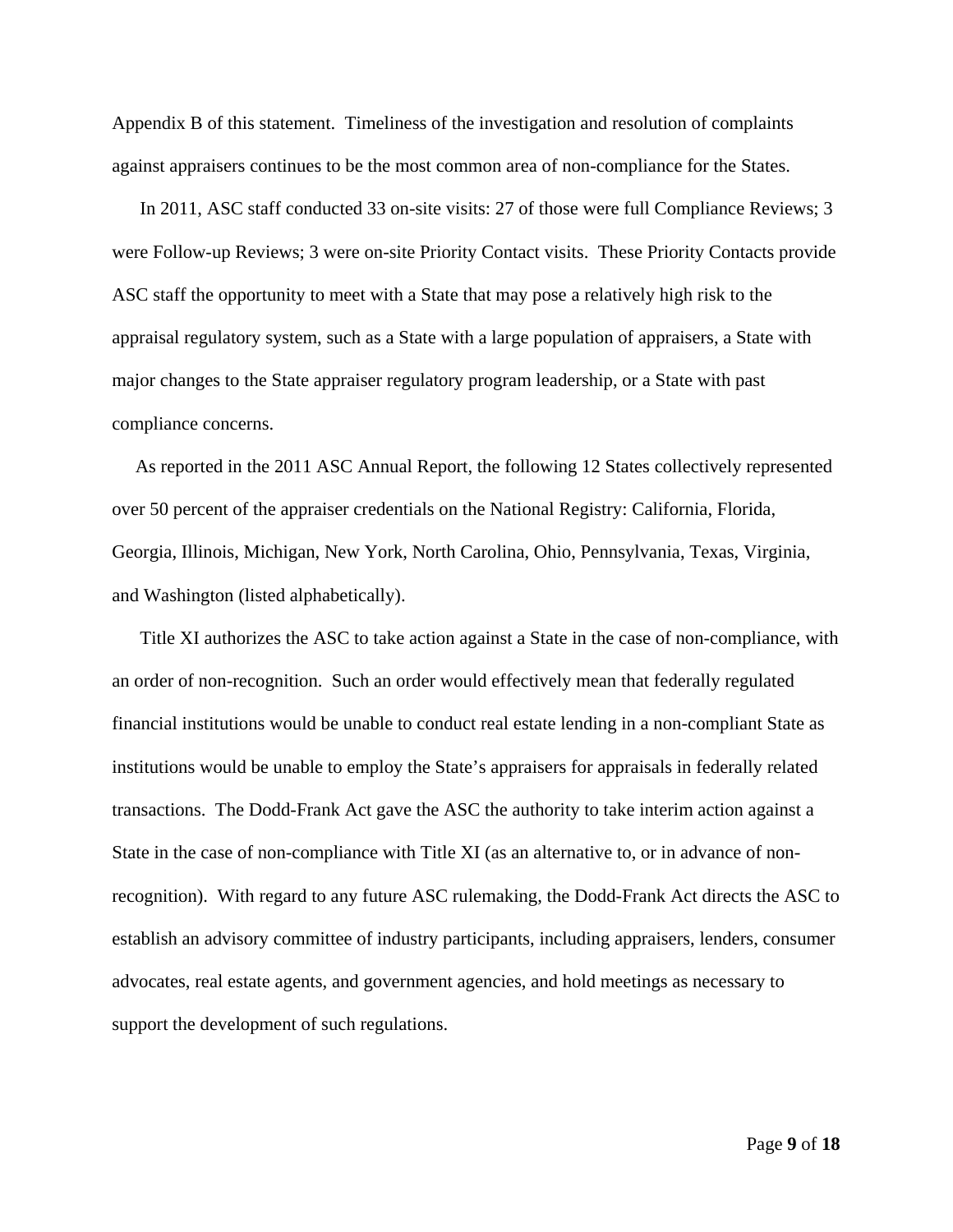Appendix B of this statement. Timeliness of the investigation and resolution of complaints against appraisers continues to be the most common area of non-compliance for the States.

In 2011, ASC staff conducted 33 on-site visits: 27 of those were full Compliance Reviews; 3 were Follow-up Reviews; 3 were on-site Priority Contact visits. These Priority Contacts provide ASC staff the opportunity to meet with a State that may pose a relatively high risk to the appraisal regulatory system, such as a State with a large population of appraisers, a State with major changes to the State appraiser regulatory program leadership, or a State with past compliance concerns.

As reported in the 2011 ASC Annual Report, the following 12 States collectively represented over 50 percent of the appraiser credentials on the National Registry: California, Florida, Georgia, Illinois, Michigan, New York, North Carolina, Ohio, Pennsylvania, Texas, Virginia, and Washington (listed alphabetically).

Title XI authorizes the ASC to take action against a State in the case of non-compliance, with an order of non-recognition. Such an order would effectively mean that federally regulated financial institutions would be unable to conduct real estate lending in a non-compliant State as institutions would be unable to employ the State's appraisers for appraisals in federally related transactions. The Dodd-Frank Act gave the ASC the authority to take interim action against a State in the case of non-compliance with Title XI (as an alternative to, or in advance of non-recognition). With regard to any future ASC rulemaking, the Dodd-Frank Act directs the ASC to establish an advisory committee of industry participants, including appraisers, lenders, consumer advocates, real estate agents, and government agencies, and hold meetings as necessary to support the development of such regulations.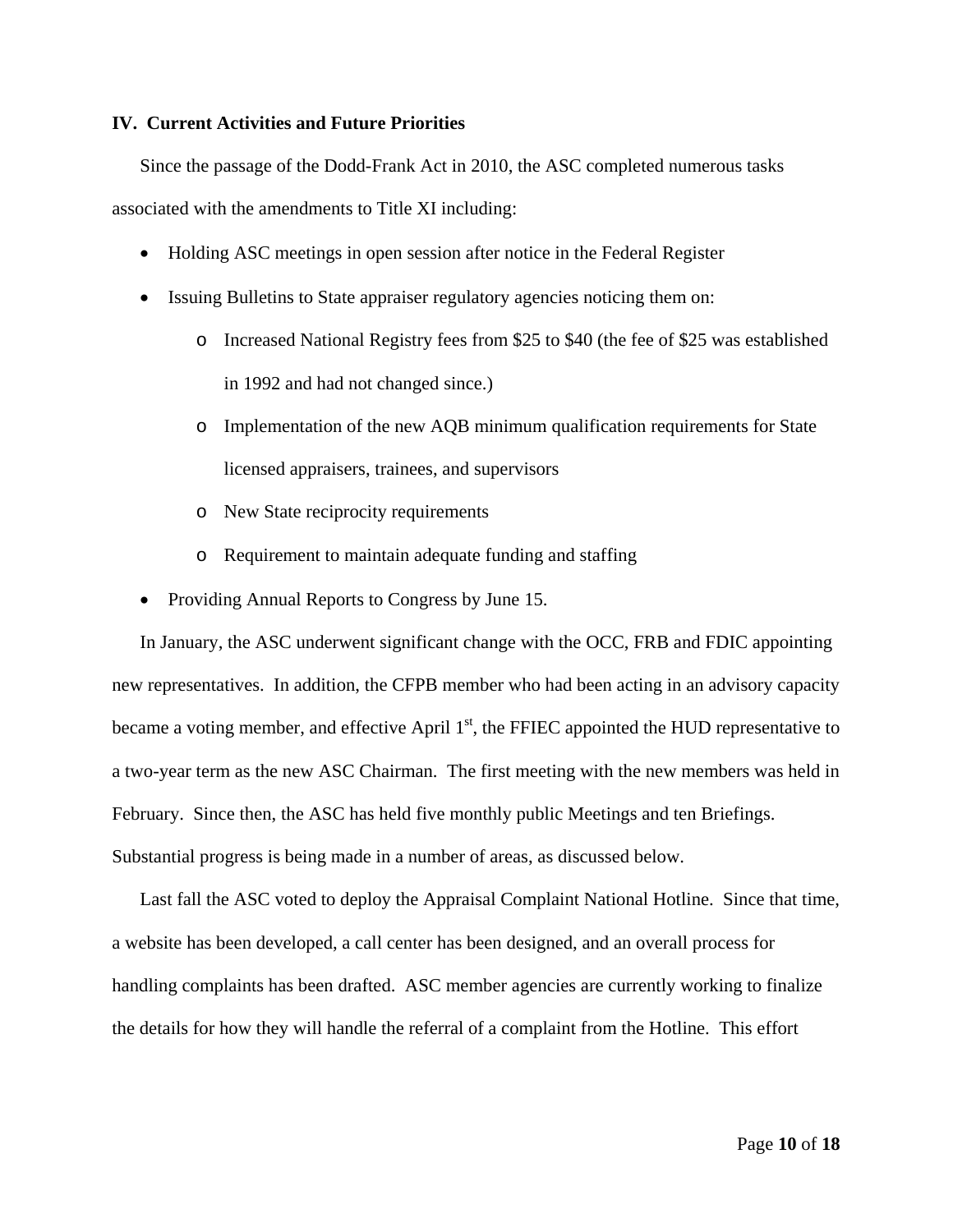## IV. Current Activities and Future Priorities

Since the passage of the Dodd-Frank Act in 2010, the ASC completed numerous tasks associated with the amendments to Title XI including:

- Holding ASC meetings in open session after notice in the Federal Register
- Issuing Bulletins to State appraiser regulatory agencies noticing them on:
  - Increased National Registry fees from $25 to $40 (the fee of $25 was established in 1992 and had not changed since.)
  - Implementation of the new AQB minimum qualification requirements for State licensed appraisers, trainees, and supervisors
  - New State reciprocity requirements
  - Requirement to maintain adequate funding and staffing
- Providing Annual Reports to Congress by June 15.

In January, the ASC underwent significant change with the OCC, FRB and FDIC appointing new representatives. In addition, the CFPB member who had been acting in an advisory capacity became a voting member, and effective April 1st, the FFIEC appointed the HUD representative to a two-year term as the new ASC Chairman. The first meeting with the new members was held in February. Since then, the ASC has held five monthly public Meetings and ten Briefings. Substantial progress is being made in a number of areas, as discussed below.

Last fall the ASC voted to deploy the Appraisal Complaint National Hotline. Since that time, a website has been developed, a call center has been designed, and an overall process for handling complaints has been drafted. ASC member agencies are currently working to finalize the details for how they will handle the referral of a complaint from the Hotline. This effort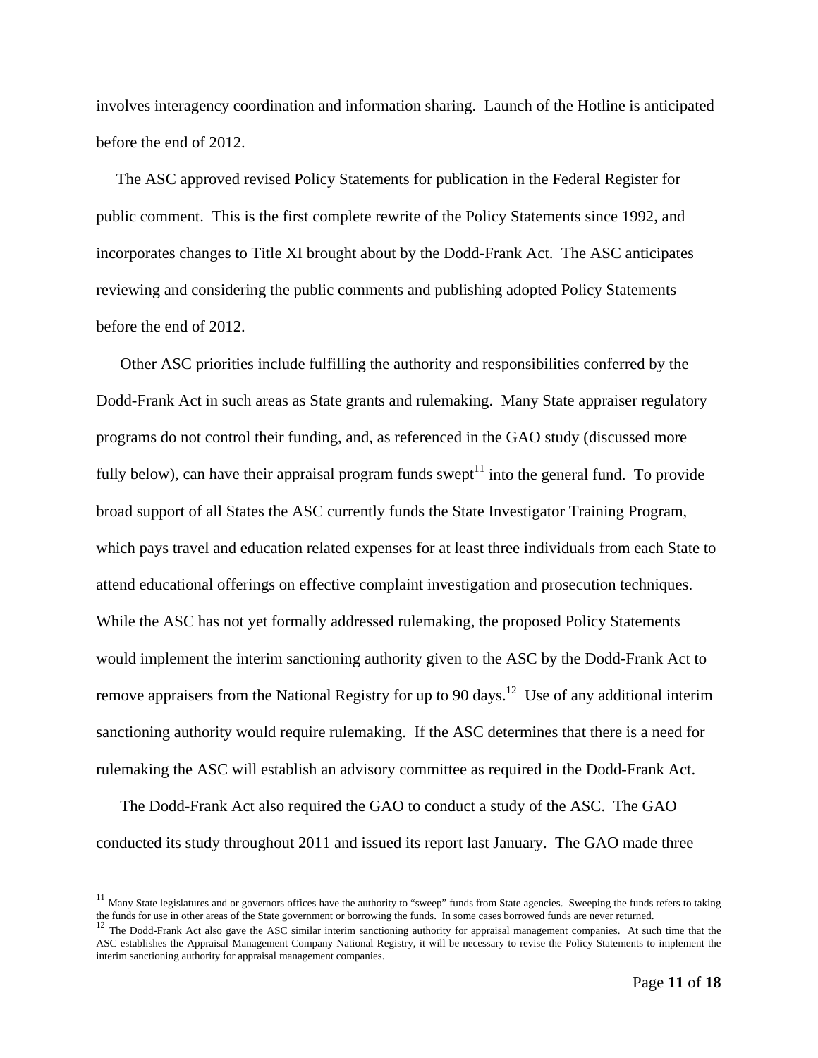involves interagency coordination and information sharing. Launch of the Hotline is anticipated before the end of 2012.

The ASC approved revised Policy Statements for publication in the Federal Register for public comment. This is the first complete rewrite of the Policy Statements since 1992, and incorporates changes to Title XI brought about by the Dodd-Frank Act. The ASC anticipates reviewing and considering the public comments and publishing adopted Policy Statements before the end of 2012.

Other ASC priorities include fulfilling the authority and responsibilities conferred by the Dodd-Frank Act in such areas as State grants and rulemaking. Many State appraiser regulatory programs do not control their funding, and, as referenced in the GAO study (discussed more fully below), can have their appraisal program funds swept[11] into the general fund. To provide broad support of all States the ASC currently funds the State Investigator Training Program, which pays travel and education related expenses for at least three individuals from each State to attend educational offerings on effective complaint investigation and prosecution techniques. While the ASC has not yet formally addressed rulemaking, the proposed Policy Statements would implement the interim sanctioning authority given to the ASC by the Dodd-Frank Act to remove appraisers from the National Registry for up to 90 days.[12] Use of any additional interim sanctioning authority would require rulemaking. If the ASC determines that there is a need for rulemaking the ASC will establish an advisory committee as required in the Dodd-Frank Act.

The Dodd-Frank Act also required the GAO to conduct a study of the ASC. The GAO conducted its study throughout 2011 and issued its report last January. The GAO made three

---

[11] Many State legislatures and or governors offices have the authority to "sweep" funds from State agencies. Sweeping the funds refers to taking the funds for use in other areas of the State government or borrowing the funds. In some cases borrowed funds are never returned.

[12] The Dodd-Frank Act also gave the ASC similar interim sanctioning authority for appraisal management companies. At such time that the ASC establishes the Appraisal Management Company National Registry, it will be necessary to revise the Policy Statements to implement the interim sanctioning authority for appraisal management companies.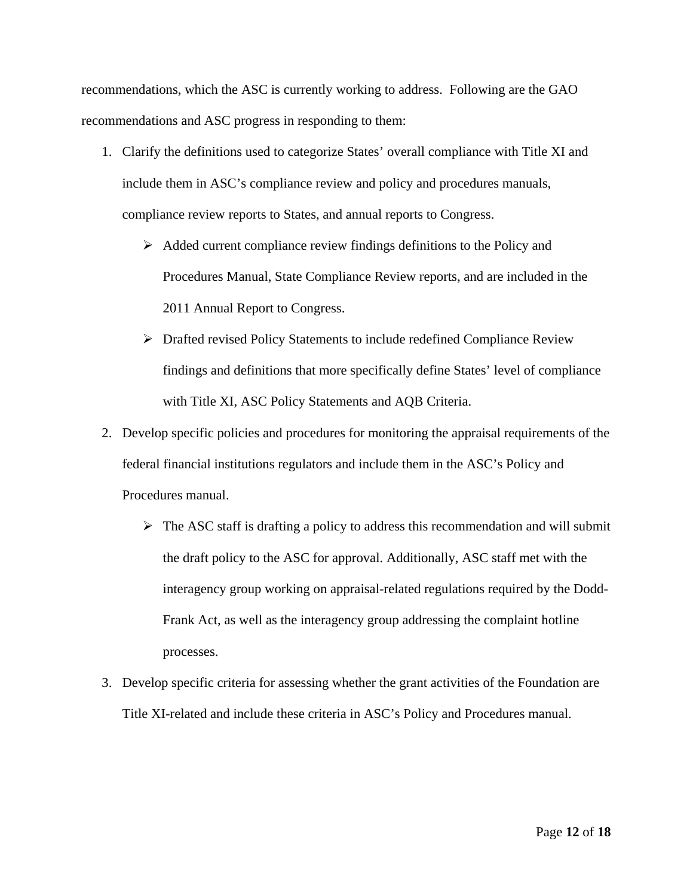recommendations, which the ASC is currently working to address. Following are the GAO recommendations and ASC progress in responding to them:

1. Clarify the definitions used to categorize States' overall compliance with Title XI and include them in ASC's compliance review and policy and procedures manuals, compliance review reports to States, and annual reports to Congress.
   - Added current compliance review findings definitions to the Policy and Procedures Manual, State Compliance Review reports, and are included in the 2011 Annual Report to Congress.
   - Drafted revised Policy Statements to include redefined Compliance Review findings and definitions that more specifically define States' level of compliance with Title XI, ASC Policy Statements and AQB Criteria.
2. Develop specific policies and procedures for monitoring the appraisal requirements of the federal financial institutions regulators and include them in the ASC's Policy and Procedures manual.
   - The ASC staff is drafting a policy to address this recommendation and will submit the draft policy to the ASC for approval. Additionally, ASC staff met with the interagency group working on appraisal-related regulations required by the Dodd-Frank Act, as well as the interagency group addressing the complaint hotline processes.
3. Develop specific criteria for assessing whether the grant activities of the Foundation are Title XI-related and include these criteria in ASC's Policy and Procedures manual.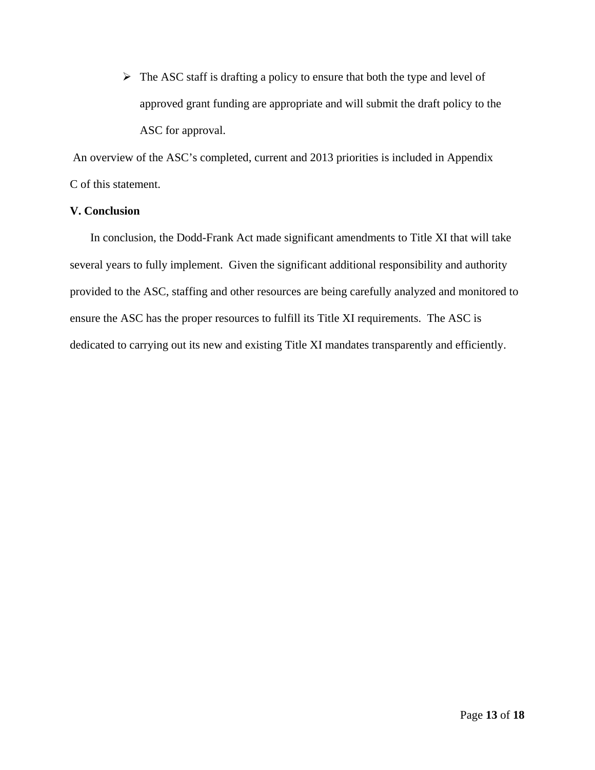- The ASC staff is drafting a policy to ensure that both the type and level of approved grant funding are appropriate and will submit the draft policy to the ASC for approval.

An overview of the ASC's completed, current and 2013 priorities is included in Appendix C of this statement.

**V. Conclusion**

In conclusion, the Dodd-Frank Act made significant amendments to Title XI that will take several years to fully implement. Given the significant additional responsibility and authority provided to the ASC, staffing and other resources are being carefully analyzed and monitored to ensure the ASC has the proper resources to fulfill its Title XI requirements. The ASC is dedicated to carrying out its new and existing Title XI mandates transparently and efficiently.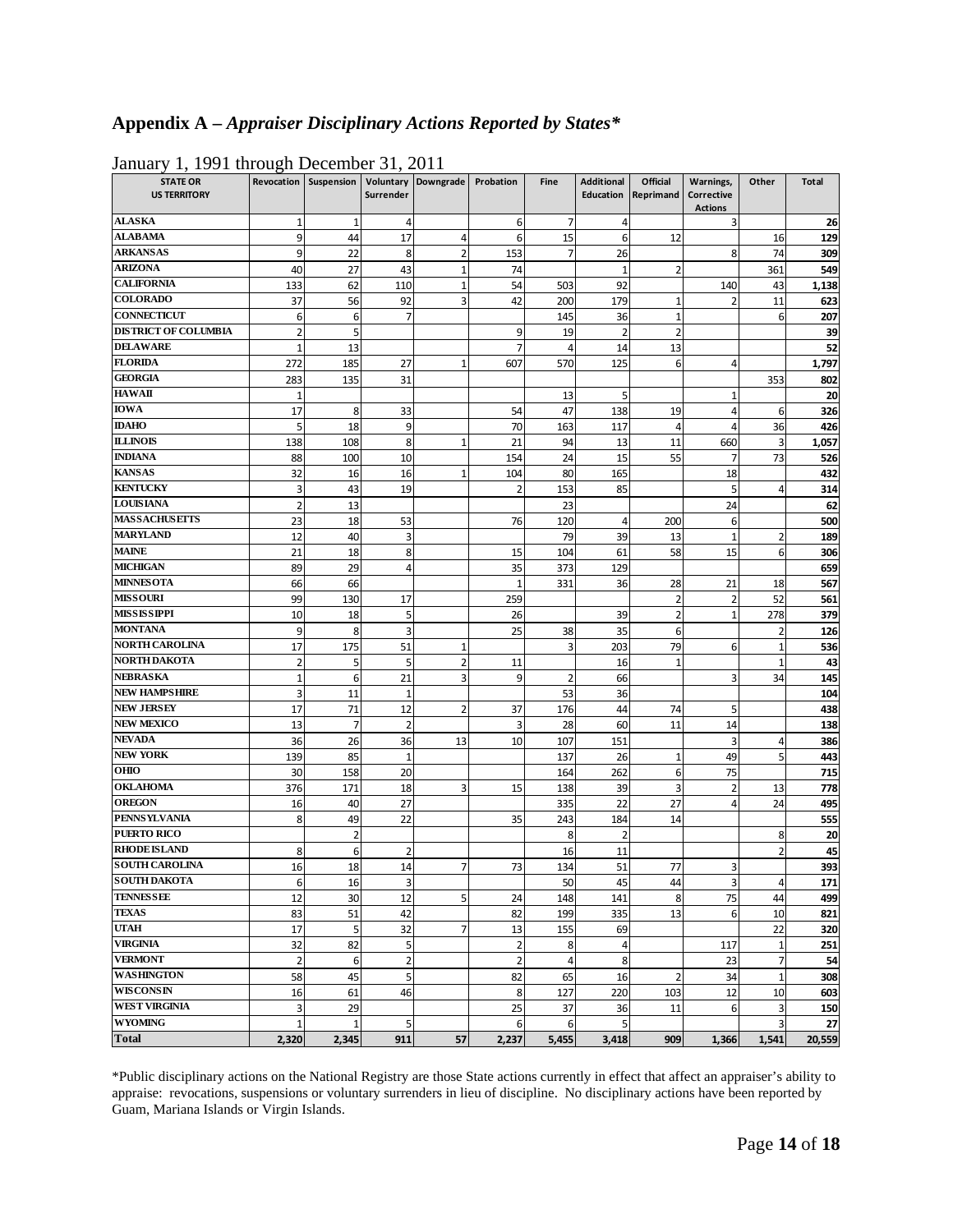## Appendix A – *Appraiser Disciplinary Actions Reported by States**

January 1, 1991 through December 31, 2011

| STATE OR US TERRITORY | Revocation | Suspension | Voluntary Surrender | Downgrade | Probation | Fine | Additional Education | Official Reprimand | Warnings, Corrective Actions | Other | Total |
|---|---|---|---|---|---|---|---|---|---|---|---|
| ALASKA | 1 | 1 | 4 | | 6 | 7 | 4 | | 3 | | 26 |
| ALABAMA | 9 | 44 | 17 | 4 | 6 | 15 | 6 | 12 | | 16 | 129 |
| ARKANSAS | 9 | 22 | 8 | 2 | 153 | 7 | 26 | | 8 | 74 | 309 |
| ARIZONA | 40 | 27 | 43 | 1 | 74 | | 1 | 2 | | 361 | 549 |
| CALIFORNIA | 133 | 62 | 110 | 1 | 54 | 503 | 92 | | 140 | 43 | 1,138 |
| COLORADO | 37 | 56 | 92 | 3 | 42 | 200 | 179 | 1 | 2 | 11 | 623 |
| CONNECTICUT | 6 | 6 | 7 | | | 145 | 36 | 1 | | 6 | 207 |
| DISTRICT OF COLUMBIA | 2 | 5 | | | 9 | 19 | 2 | 2 | | | 39 |
| DELAWARE | 1 | 13 | | | 7 | 4 | 14 | 13 | | | 52 |
| FLORIDA | 272 | 185 | 27 | 1 | 607 | 570 | 125 | 6 | 4 | | 1,797 |
| GEORGIA | 283 | 135 | 31 | | | | | | | 353 | 802 |
| HAWAII | 1 | | | | | 13 | 5 | | 1 | | 20 |
| IOWA | 17 | 8 | 33 | | 54 | 47 | 138 | 19 | 4 | 6 | 326 |
| IDAHO | 5 | 18 | 9 | | 70 | 163 | 117 | 4 | 4 | 36 | 426 |
| ILLINOIS | 138 | 108 | 8 | 1 | 21 | 94 | 13 | 11 | 660 | 3 | 1,057 |
| INDIANA | 88 | 100 | 10 | | 154 | 24 | 15 | 55 | 7 | 73 | 526 |
| KANSAS | 32 | 16 | 16 | 1 | 104 | 80 | 165 | | 18 | | 432 |
| KENTUCKY | 3 | 43 | 19 | | 2 | 153 | 85 | | 5 | 4 | 314 |
| LOUISIANA | 2 | 13 | | | | 23 | | | 24 | | 62 |
| MASSACHUSETTS | 23 | 18 | 53 | | 76 | 120 | 4 | 200 | 6 | | 500 |
| MARYLAND | 12 | 40 | 3 | | | 79 | 39 | 13 | 1 | 2 | 189 |
| MAINE | 21 | 18 | 8 | | 15 | 104 | 61 | 58 | 15 | 6 | 306 |
| MICHIGAN | 89 | 29 | 4 | | 35 | 373 | 129 | | | | 659 |
| MINNESOTA | 66 | 66 | | | 1 | 331 | 36 | 28 | 21 | 18 | 567 |
| MISSOURI | 99 | 130 | 17 | | 259 | | | 2 | 2 | 52 | 561 |
| MISSISSIPPI | 10 | 18 | 5 | | 26 | | 39 | 2 | 1 | 278 | 379 |
| MONTANA | 9 | 8 | 3 | | 25 | 38 | 35 | 6 | | 2 | 126 |
| NORTH CAROLINA | 17 | 175 | 51 | 1 | | 3 | 203 | 79 | 6 | 1 | 536 |
| NORTH DAKOTA | 2 | 5 | 5 | 2 | 11 | | 16 | 1 | | 1 | 43 |
| NEBRASKA | 1 | 6 | 21 | 3 | 9 | 2 | 66 | | 3 | 34 | 145 |
| NEW HAMPSHIRE | 3 | 11 | 1 | | | 53 | 36 | | | | 104 |
| NEW JERSEY | 17 | 71 | 12 | 2 | 37 | 176 | 44 | 74 | 5 | | 438 |
| NEW MEXICO | 13 | 7 | 2 | | 3 | 28 | 60 | 11 | 14 | | 138 |
| NEVADA | 36 | 26 | 36 | 13 | 10 | 107 | 151 | | 3 | 4 | 386 |
| NEW YORK | 139 | 85 | 1 | | | 137 | 26 | 1 | 49 | 5 | 443 |
| OHIO | 30 | 158 | 20 | | | 164 | 262 | 6 | 75 | | 715 |
| OKLAHOMA | 376 | 171 | 18 | 3 | 15 | 138 | 39 | 3 | 2 | 13 | 778 |
| OREGON | 16 | 40 | 27 | | | 335 | 22 | 27 | 4 | 24 | 495 |
| PENNSYLVANIA | 8 | 49 | 22 | | 35 | 243 | 184 | 14 | | | 555 |
| PUERTO RICO | | 2 | | | | 8 | 2 | | | 8 | 20 |
| RHODE ISLAND | 8 | 6 | 2 | | | 16 | 11 | | | 2 | 45 |
| SOUTH CAROLINA | 16 | 18 | 14 | 7 | 73 | 134 | 51 | 77 | 3 | | 393 |
| SOUTH DAKOTA | 6 | 16 | 3 | | | 50 | 45 | 44 | 3 | 4 | 171 |
| TENNESSEE | 12 | 30 | 12 | 5 | 24 | 148 | 141 | 8 | 75 | 44 | 499 |
| TEXAS | 83 | 51 | 42 | | 82 | 199 | 335 | 13 | 6 | 10 | 821 |
| UTAH | 17 | 5 | 32 | 7 | 13 | 155 | 69 | | | 22 | 320 |
| VIRGINIA | 32 | 82 | 5 | | 2 | 8 | 4 | | 117 | 1 | 251 |
| VERMONT | 2 | 6 | 2 | | 2 | 4 | 8 | | 23 | 7 | 54 |
| WASHINGTON | 58 | 45 | 5 | | 82 | 65 | 16 | 2 | 34 | 1 | 308 |
| WISCONSIN | 16 | 61 | 46 | | 8 | 127 | 220 | 103 | 12 | 10 | 603 |
| WEST VIRGINIA | 3 | 29 | | | 25 | 37 | 36 | 11 | 6 | 3 | 150 |
| WYOMING | 1 | 1 | 5 | | 6 | 6 | 5 | | | 3 | 27 |
| **Total** | **2,320** | **2,345** | **911** | **57** | **2,237** | **5,455** | **3,418** | **909** | **1,366** | **1,541** | **20,559** |

*Public disciplinary actions on the National Registry are those State actions currently in effect that affect an appraiser's ability to appraise: revocations, suspensions or voluntary surrenders in lieu of discipline. No disciplinary actions have been reported by Guam, Mariana Islands or Virgin Islands.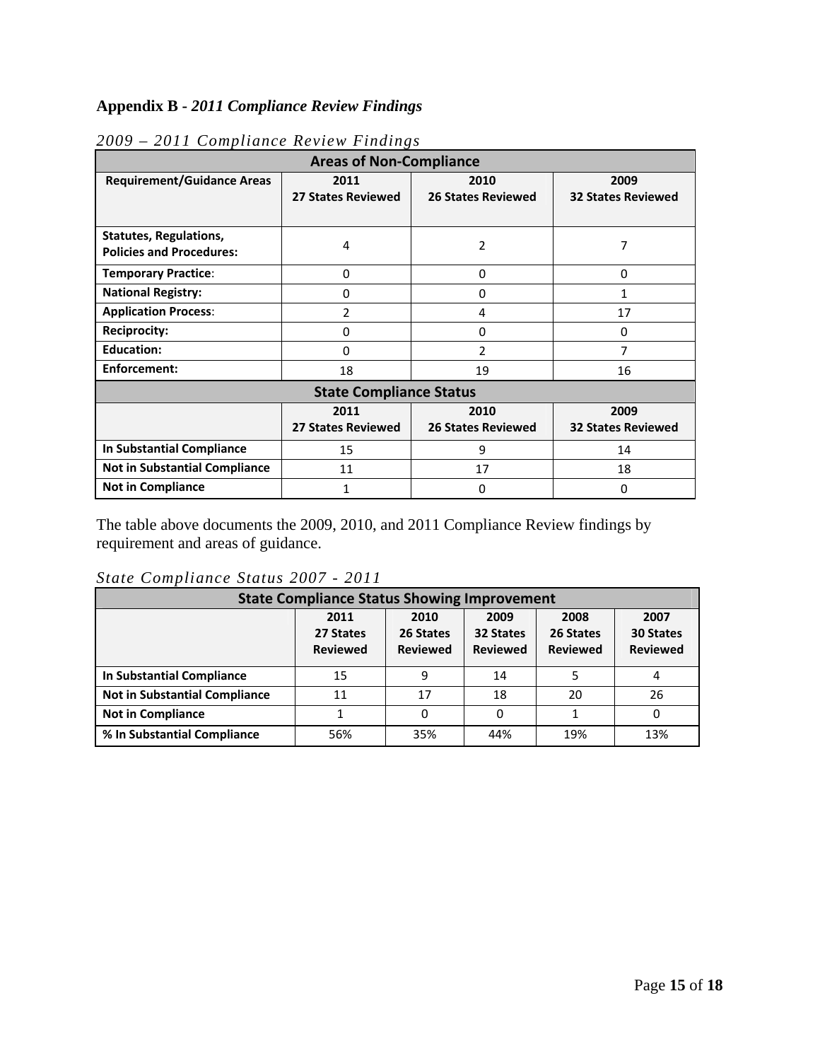## Appendix B - *2011 Compliance Review Findings*

*2009 – 2011 Compliance Review Findings*

| Areas of Non-Compliance | | | |
|---|---|---|---|
| **Requirement/Guidance Areas** | **2011 27 States Reviewed** | **2010 26 States Reviewed** | **2009 32 States Reviewed** |
| **Statutes, Regulations, Policies and Procedures:** | 4 | 2 | 7 |
| **Temporary Practice**: | 0 | 0 | 0 |
| **National Registry:** | 0 | 0 | 1 |
| **Application Process**: | 2 | 4 | 17 |
| **Reciprocity:** | 0 | 0 | 0 |
| **Education:** | 0 | 2 | 7 |
| **Enforcement:** | 18 | 19 | 16 |
| **State Compliance Status** | | | |
| | **2011 27 States Reviewed** | **2010 26 States Reviewed** | **2009 32 States Reviewed** |
| **In Substantial Compliance** | 15 | 9 | 14 |
| **Not in Substantial Compliance** | 11 | 17 | 18 |
| **Not in Compliance** | 1 | 0 | 0 |

The table above documents the 2009, 2010, and 2011 Compliance Review findings by requirement and areas of guidance.

*State Compliance Status 2007 - 2011*

| State Compliance Status Showing Improvement | | | | | |
|---|---|---|---|---|---|
| | **2011 27 States Reviewed** | **2010 26 States Reviewed** | **2009 32 States Reviewed** | **2008 26 States Reviewed** | **2007 30 States Reviewed** |
| **In Substantial Compliance** | 15 | 9 | 14 | 5 | 4 |
| **Not in Substantial Compliance** | 11 | 17 | 18 | 20 | 26 |
| **Not in Compliance** | 1 | 0 | 0 | 1 | 0 |
| **% In Substantial Compliance** | 56% | 35% | 44% | 19% | 13% |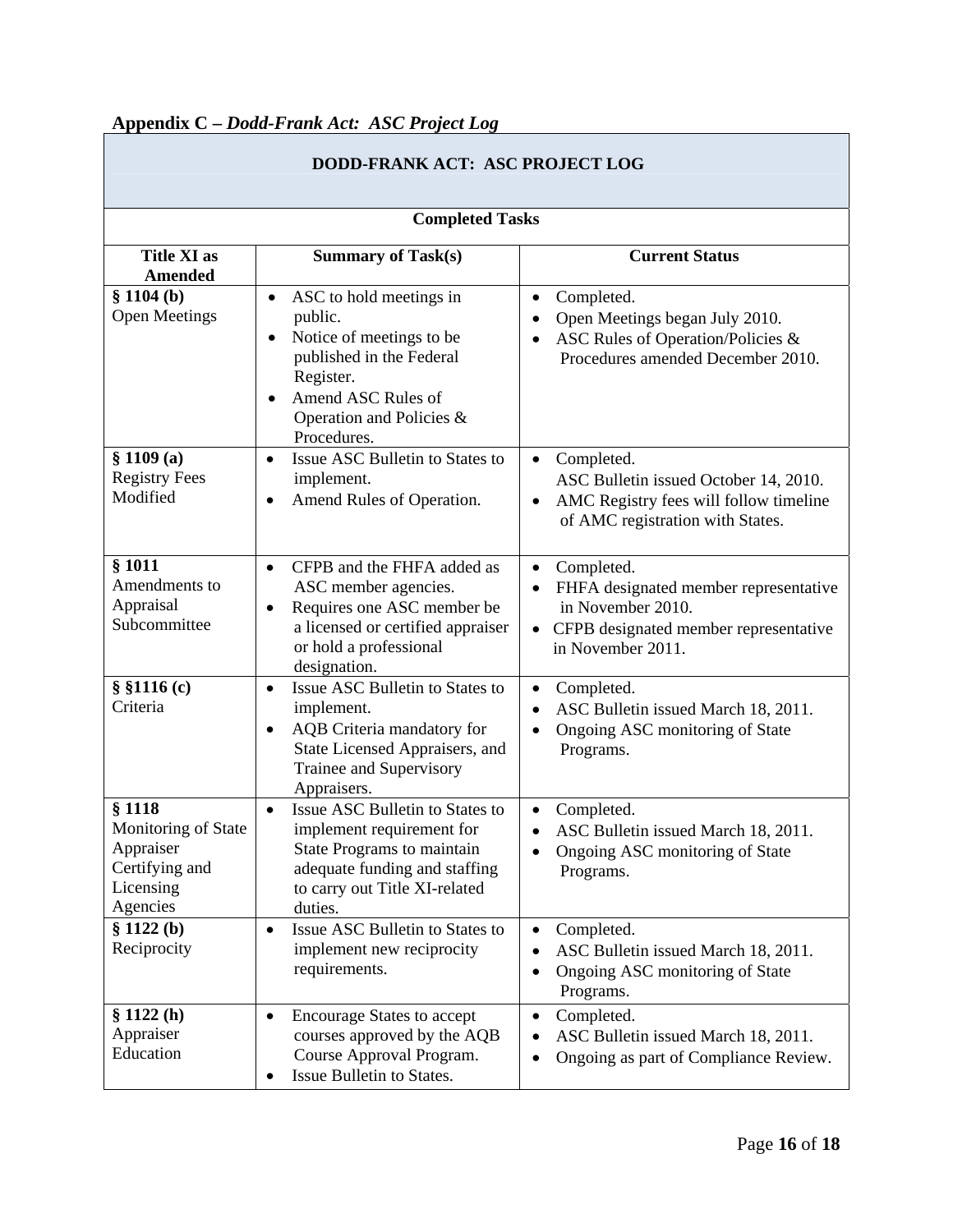## Appendix C – *Dodd-Frank Act: ASC Project Log*

| DODD-FRANK ACT: ASC PROJECT LOG | | |
|---|---|---|
| **Completed Tasks** | | |
| **Title XI as Amended** | **Summary of Task(s)** | **Current Status** |
| **§ 1104 (b)** Open Meetings | • ASC to hold meetings in public.<br>• Notice of meetings to be published in the Federal Register.<br>• Amend ASC Rules of Operation and Policies & Procedures. | • Completed.<br>• Open Meetings began July 2010.<br>• ASC Rules of Operation/Policies & Procedures amended December 2010. |
| **§ 1109 (a)** Registry Fees Modified | • Issue ASC Bulletin to States to implement.<br>• Amend Rules of Operation. | • Completed.<br>ASC Bulletin issued October 14, 2010.<br>• AMC Registry fees will follow timeline of AMC registration with States. |
| **§ 1011** Amendments to Appraisal Subcommittee | • CFPB and the FHFA added as ASC member agencies.<br>• Requires one ASC member be a licensed or certified appraiser or hold a professional designation. | • Completed.<br>• FHFA designated member representative in November 2010.<br>• CFPB designated member representative in November 2011. |
| **§ §1116 (c)** Criteria | • Issue ASC Bulletin to States to implement.<br>• AQB Criteria mandatory for State Licensed Appraisers, and Trainee and Supervisory Appraisers. | • Completed.<br>• ASC Bulletin issued March 18, 2011.<br>• Ongoing ASC monitoring of State Programs. |
| **§ 1118** Monitoring of State Appraiser Certifying and Licensing Agencies | • Issue ASC Bulletin to States to implement requirement for State Programs to maintain adequate funding and staffing to carry out Title XI-related duties. | • Completed.<br>• ASC Bulletin issued March 18, 2011.<br>• Ongoing ASC monitoring of State Programs. |
| **§ 1122 (b)** Reciprocity | • Issue ASC Bulletin to States to implement new reciprocity requirements. | • Completed.<br>• ASC Bulletin issued March 18, 2011.<br>• Ongoing ASC monitoring of State Programs. |
| **§ 1122 (h)** Appraiser Education | • Encourage States to accept courses approved by the AQB Course Approval Program.<br>• Issue Bulletin to States. | • Completed.<br>• ASC Bulletin issued March 18, 2011.<br>• Ongoing as part of Compliance Review. |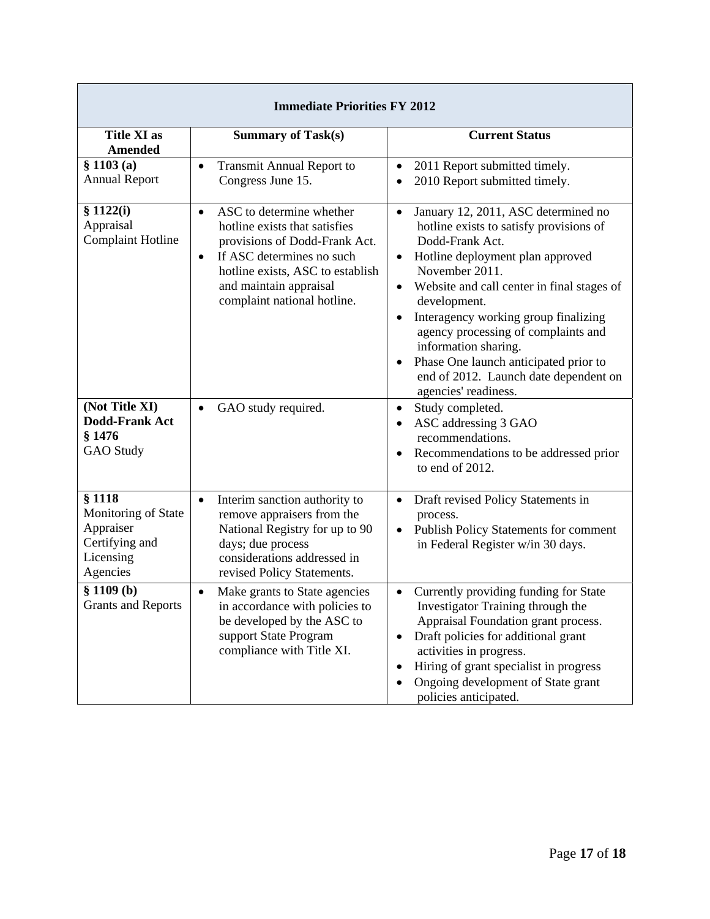| Immediate Priorities FY 2012 | | |
|---|---|---|
| **Title XI as Amended** | **Summary of Task(s)** | **Current Status** |
| **§ 1103 (a)** Annual Report | • Transmit Annual Report to Congress June 15. | • 2011 Report submitted timely.<br>• 2010 Report submitted timely. |
| **§ 1122(i)** Appraisal Complaint Hotline | • ASC to determine whether hotline exists that satisfies provisions of Dodd-Frank Act.<br>• If ASC determines no such hotline exists, ASC to establish and maintain appraisal complaint national hotline. | • January 12, 2011, ASC determined no hotline exists to satisfy provisions of Dodd-Frank Act.<br>• Hotline deployment plan approved November 2011.<br>• Website and call center in final stages of development.<br>• Interagency working group finalizing agency processing of complaints and information sharing.<br>• Phase One launch anticipated prior to end of 2012. Launch date dependent on agencies' readiness. |
| **(Not Title XI) Dodd-Frank Act § 1476** GAO Study | • GAO study required. | • Study completed.<br>• ASC addressing 3 GAO recommendations.<br>• Recommendations to be addressed prior to end of 2012. |
| **§ 1118** Monitoring of State Appraiser Certifying and Licensing Agencies | • Interim sanction authority to remove appraisers from the National Registry for up to 90 days; due process considerations addressed in revised Policy Statements. | • Draft revised Policy Statements in process.<br>• Publish Policy Statements for comment in Federal Register w/in 30 days. |
| **§ 1109 (b)** Grants and Reports | • Make grants to State agencies in accordance with policies to be developed by the ASC to support State Program compliance with Title XI. | • Currently providing funding for State Investigator Training through the Appraisal Foundation grant process.<br>• Draft policies for additional grant activities in progress.<br>• Hiring of grant specialist in progress<br>• Ongoing development of State grant policies anticipated. |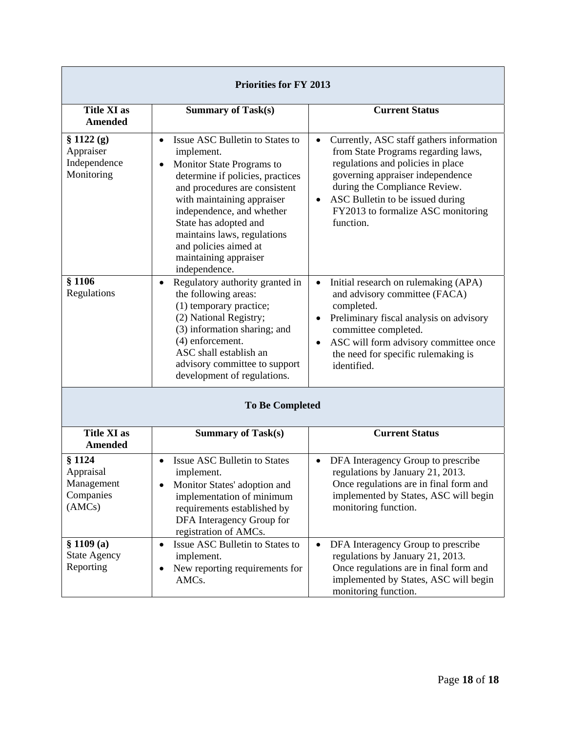| Priorities for FY 2013 | | |
|---|---|---|
| **Title XI as Amended** | **Summary of Task(s)** | **Current Status** |
| **§ 1122 (g)** Appraiser Independence Monitoring | • Issue ASC Bulletin to States to implement.<br>• Monitor State Programs to determine if policies, practices and procedures are consistent with maintaining appraiser independence, and whether State has adopted and maintains laws, regulations and policies aimed at maintaining appraiser independence. | • Currently, ASC staff gathers information from State Programs regarding laws, regulations and policies in place governing appraiser independence during the Compliance Review.<br>• ASC Bulletin to be issued during FY2013 to formalize ASC monitoring function. |
| **§ 1106** Regulations | • Regulatory authority granted in the following areas:<br>(1) temporary practice;<br>(2) National Registry;<br>(3) information sharing; and<br>(4) enforcement.<br>ASC shall establish an advisory committee to support development of regulations. | • Initial research on rulemaking (APA) and advisory committee (FACA) completed.<br>• Preliminary fiscal analysis on advisory committee completed.<br>• ASC will form advisory committee once the need for specific rulemaking is identified. |

| To Be Completed | | |
|---|---|---|
| **Title XI as Amended** | **Summary of Task(s)** | **Current Status** |
| **§ 1124** Appraisal Management Companies (AMCs) | • Issue ASC Bulletin to States implement.<br>• Monitor States' adoption and implementation of minimum requirements established by DFA Interagency Group for registration of AMCs. | • DFA Interagency Group to prescribe regulations by January 21, 2013. Once regulations are in final form and implemented by States, ASC will begin monitoring function. |
| **§ 1109 (a)** State Agency Reporting | • Issue ASC Bulletin to States to implement.<br>• New reporting requirements for AMCs. | • DFA Interagency Group to prescribe regulations by January 21, 2013. Once regulations are in final form and implemented by States, ASC will begin monitoring function. |